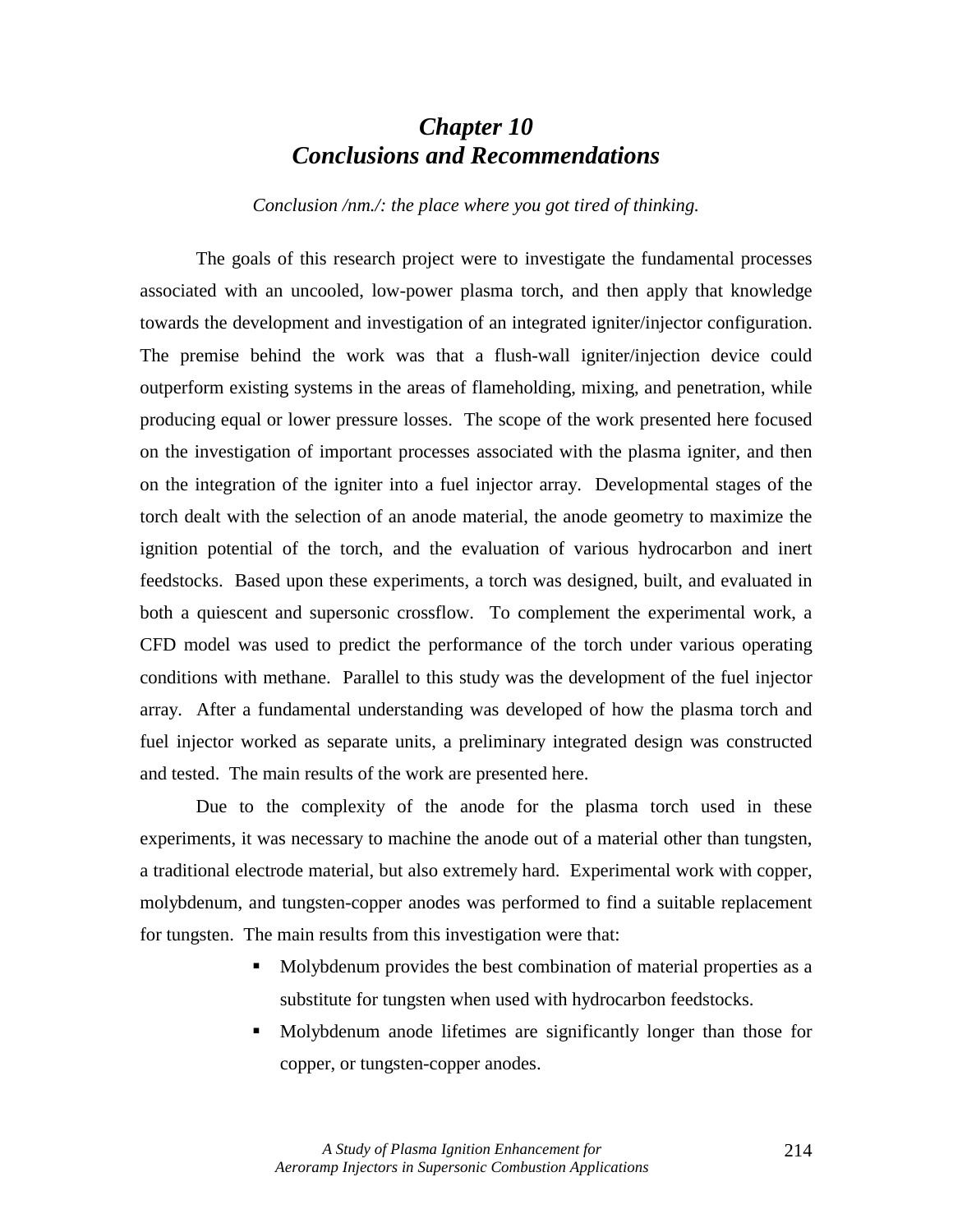# *Chapter 10*
# *Conclusions and Recommendations*

*Conclusion /nm./: the place where you got tired of thinking.*

The goals of this research project were to investigate the fundamental processes associated with an uncooled, low-power plasma torch, and then apply that knowledge towards the development and investigation of an integrated igniter/injector configuration. The premise behind the work was that a flush-wall igniter/injection device could outperform existing systems in the areas of flameholding, mixing, and penetration, while producing equal or lower pressure losses. The scope of the work presented here focused on the investigation of important processes associated with the plasma igniter, and then on the integration of the igniter into a fuel injector array. Developmental stages of the torch dealt with the selection of an anode material, the anode geometry to maximize the ignition potential of the torch, and the evaluation of various hydrocarbon and inert feedstocks. Based upon these experiments, a torch was designed, built, and evaluated in both a quiescent and supersonic crossflow. To complement the experimental work, a CFD model was used to predict the performance of the torch under various operating conditions with methane. Parallel to this study was the development of the fuel injector array. After a fundamental understanding was developed of how the plasma torch and fuel injector worked as separate units, a preliminary integrated design was constructed and tested. The main results of the work are presented here.

Due to the complexity of the anode for the plasma torch used in these experiments, it was necessary to machine the anode out of a material other than tungsten, a traditional electrode material, but also extremely hard. Experimental work with copper, molybdenum, and tungsten-copper anodes was performed to find a suitable replacement for tungsten. The main results from this investigation were that:

- Molybdenum provides the best combination of material properties as a substitute for tungsten when used with hydrocarbon feedstocks.
- Molybdenum anode lifetimes are significantly longer than those for copper, or tungsten-copper anodes.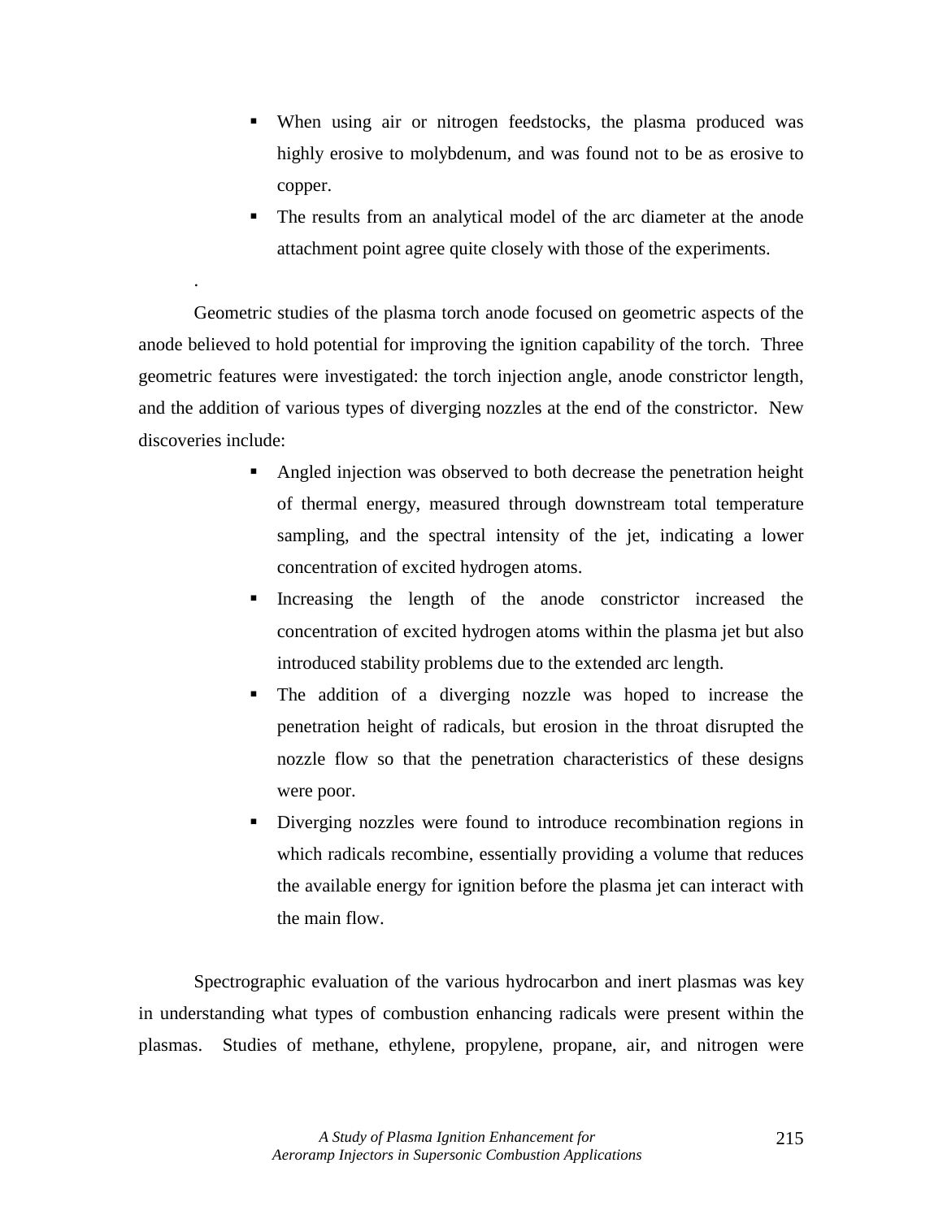- When using air or nitrogen feedstocks, the plasma produced was highly erosive to molybdenum, and was found not to be as erosive to copper.
- The results from an analytical model of the arc diameter at the anode attachment point agree quite closely with those of the experiments.

.

Geometric studies of the plasma torch anode focused on geometric aspects of the anode believed to hold potential for improving the ignition capability of the torch. Three geometric features were investigated: the torch injection angle, anode constrictor length, and the addition of various types of diverging nozzles at the end of the constrictor. New discoveries include:

- Angled injection was observed to both decrease the penetration height of thermal energy, measured through downstream total temperature sampling, and the spectral intensity of the jet, indicating a lower concentration of excited hydrogen atoms.
- Increasing the length of the anode constrictor increased the concentration of excited hydrogen atoms within the plasma jet but also introduced stability problems due to the extended arc length.
- The addition of a diverging nozzle was hoped to increase the penetration height of radicals, but erosion in the throat disrupted the nozzle flow so that the penetration characteristics of these designs were poor.
- Diverging nozzles were found to introduce recombination regions in which radicals recombine, essentially providing a volume that reduces the available energy for ignition before the plasma jet can interact with the main flow.

Spectrographic evaluation of the various hydrocarbon and inert plasmas was key in understanding what types of combustion enhancing radicals were present within the plasmas. Studies of methane, ethylene, propylene, propane, air, and nitrogen were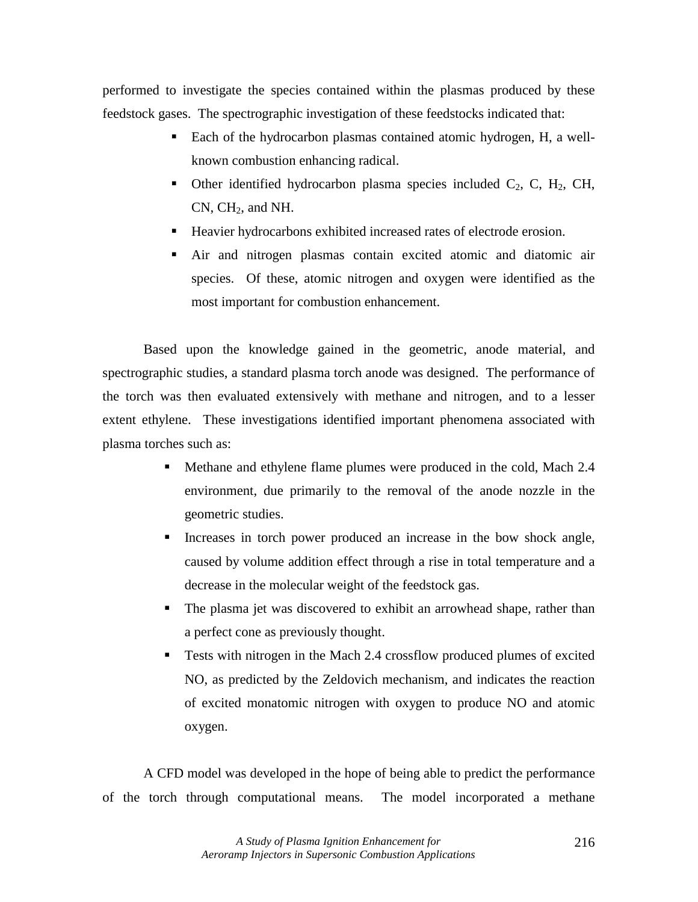performed to investigate the species contained within the plasmas produced by these feedstock gases. The spectrographic investigation of these feedstocks indicated that:

- Each of the hydrocarbon plasmas contained atomic hydrogen, H, a well-known combustion enhancing radical.
- Other identified hydrocarbon plasma species included $C_2$, C, $H_2$, CH, CN, $CH_2$, and NH.
- Heavier hydrocarbons exhibited increased rates of electrode erosion.
- Air and nitrogen plasmas contain excited atomic and diatomic air species. Of these, atomic nitrogen and oxygen were identified as the most important for combustion enhancement.

Based upon the knowledge gained in the geometric, anode material, and spectrographic studies, a standard plasma torch anode was designed. The performance of the torch was then evaluated extensively with methane and nitrogen, and to a lesser extent ethylene. These investigations identified important phenomena associated with plasma torches such as:

- Methane and ethylene flame plumes were produced in the cold, Mach 2.4 environment, due primarily to the removal of the anode nozzle in the geometric studies.
- Increases in torch power produced an increase in the bow shock angle, caused by volume addition effect through a rise in total temperature and a decrease in the molecular weight of the feedstock gas.
- The plasma jet was discovered to exhibit an arrowhead shape, rather than a perfect cone as previously thought.
- Tests with nitrogen in the Mach 2.4 crossflow produced plumes of excited NO, as predicted by the Zeldovich mechanism, and indicates the reaction of excited monatomic nitrogen with oxygen to produce NO and atomic oxygen.

A CFD model was developed in the hope of being able to predict the performance of the torch through computational means. The model incorporated a methane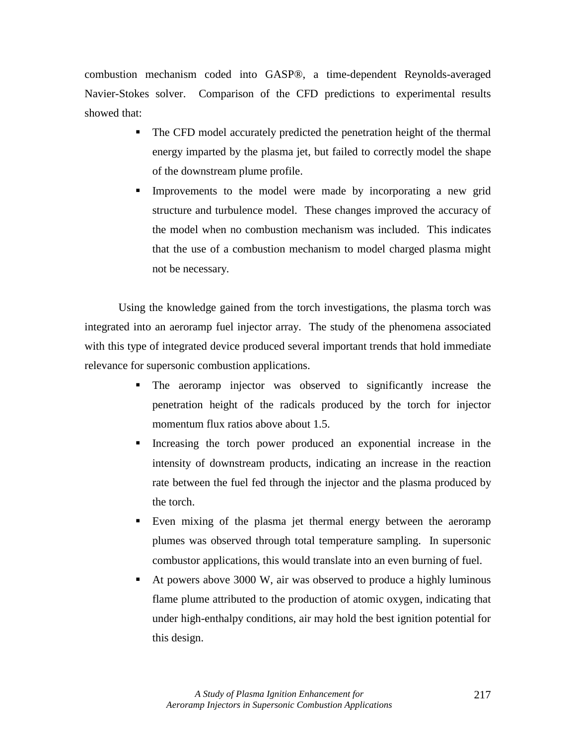combustion mechanism coded into GASP®, a time-dependent Reynolds-averaged Navier-Stokes solver. Comparison of the CFD predictions to experimental results showed that:

- The CFD model accurately predicted the penetration height of the thermal energy imparted by the plasma jet, but failed to correctly model the shape of the downstream plume profile.
- Improvements to the model were made by incorporating a new grid structure and turbulence model. These changes improved the accuracy of the model when no combustion mechanism was included. This indicates that the use of a combustion mechanism to model charged plasma might not be necessary.

Using the knowledge gained from the torch investigations, the plasma torch was integrated into an aeroramp fuel injector array. The study of the phenomena associated with this type of integrated device produced several important trends that hold immediate relevance for supersonic combustion applications.

- The aeroramp injector was observed to significantly increase the penetration height of the radicals produced by the torch for injector momentum flux ratios above about 1.5.
- Increasing the torch power produced an exponential increase in the intensity of downstream products, indicating an increase in the reaction rate between the fuel fed through the injector and the plasma produced by the torch.
- Even mixing of the plasma jet thermal energy between the aeroramp plumes was observed through total temperature sampling. In supersonic combustor applications, this would translate into an even burning of fuel.
- At powers above 3000 W, air was observed to produce a highly luminous flame plume attributed to the production of atomic oxygen, indicating that under high-enthalpy conditions, air may hold the best ignition potential for this design.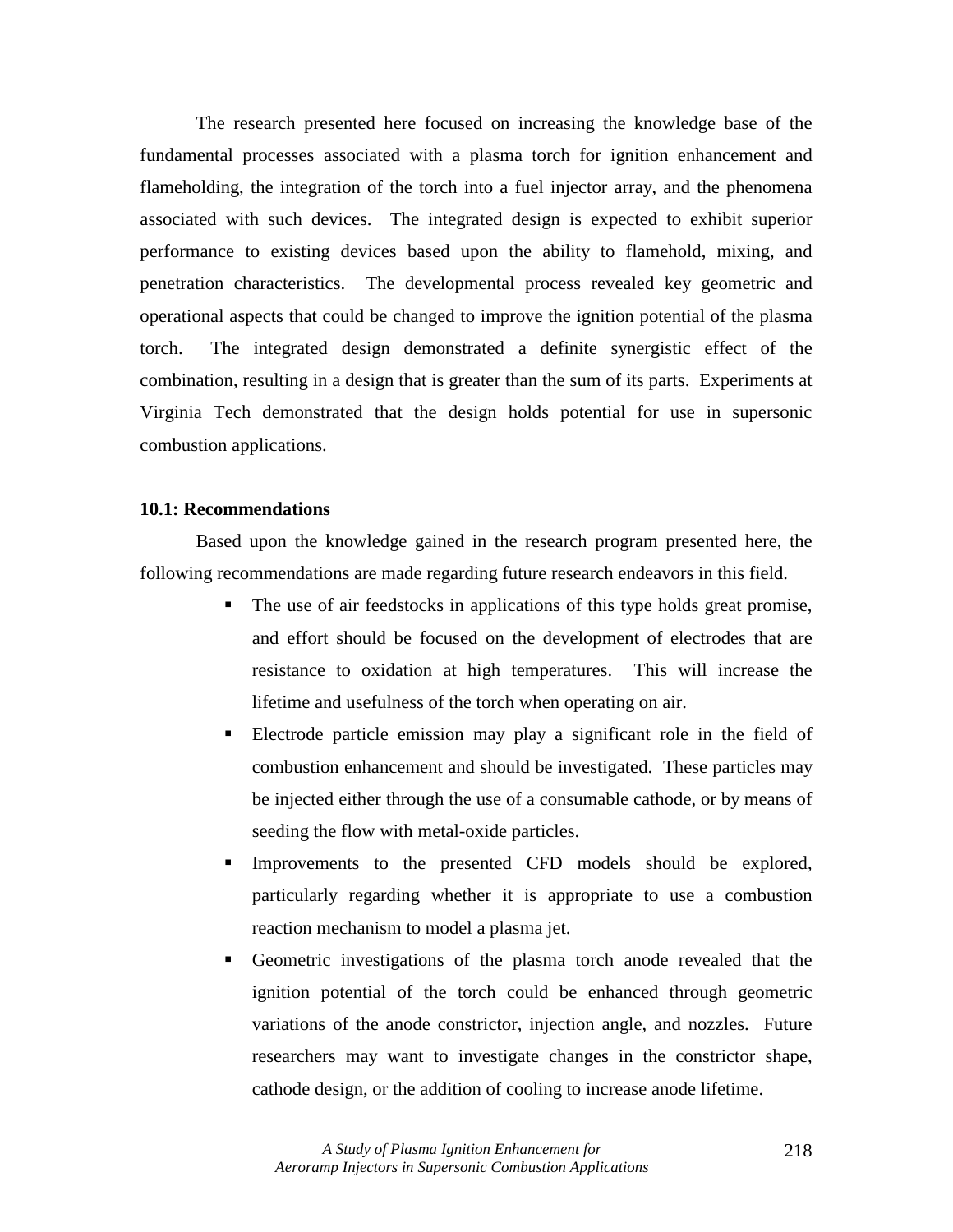The research presented here focused on increasing the knowledge base of the fundamental processes associated with a plasma torch for ignition enhancement and flameholding, the integration of the torch into a fuel injector array, and the phenomena associated with such devices. The integrated design is expected to exhibit superior performance to existing devices based upon the ability to flamehold, mixing, and penetration characteristics. The developmental process revealed key geometric and operational aspects that could be changed to improve the ignition potential of the plasma torch. The integrated design demonstrated a definite synergistic effect of the combination, resulting in a design that is greater than the sum of its parts. Experiments at Virginia Tech demonstrated that the design holds potential for use in supersonic combustion applications.

**10.1: Recommendations**

Based upon the knowledge gained in the research program presented here, the following recommendations are made regarding future research endeavors in this field.

- The use of air feedstocks in applications of this type holds great promise, and effort should be focused on the development of electrodes that are resistance to oxidation at high temperatures. This will increase the lifetime and usefulness of the torch when operating on air.
- Electrode particle emission may play a significant role in the field of combustion enhancement and should be investigated. These particles may be injected either through the use of a consumable cathode, or by means of seeding the flow with metal-oxide particles.
- Improvements to the presented CFD models should be explored, particularly regarding whether it is appropriate to use a combustion reaction mechanism to model a plasma jet.
- Geometric investigations of the plasma torch anode revealed that the ignition potential of the torch could be enhanced through geometric variations of the anode constrictor, injection angle, and nozzles. Future researchers may want to investigate changes in the constrictor shape, cathode design, or the addition of cooling to increase anode lifetime.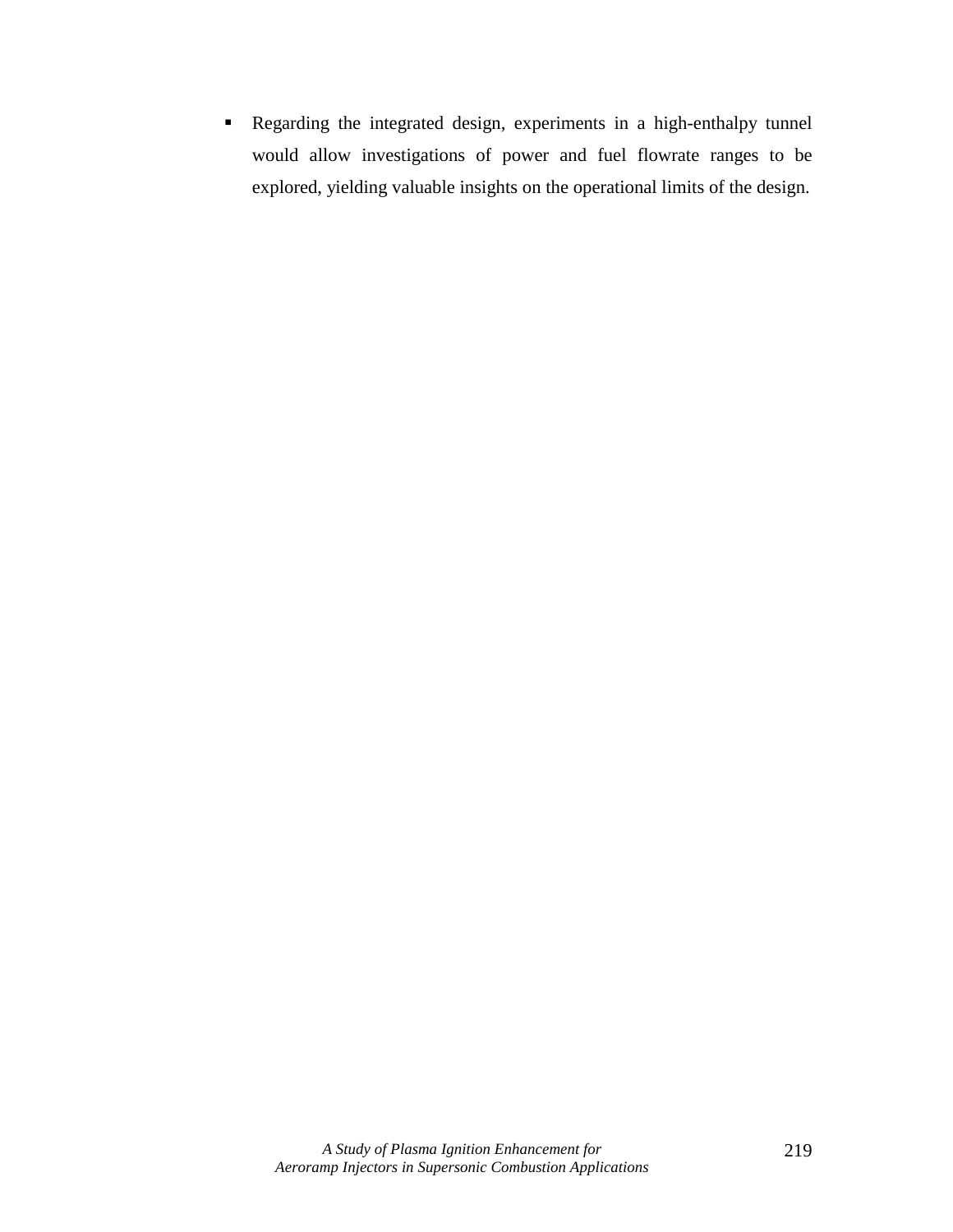- Regarding the integrated design, experiments in a high-enthalpy tunnel would allow investigations of power and fuel flowrate ranges to be explored, yielding valuable insights on the operational limits of the design.